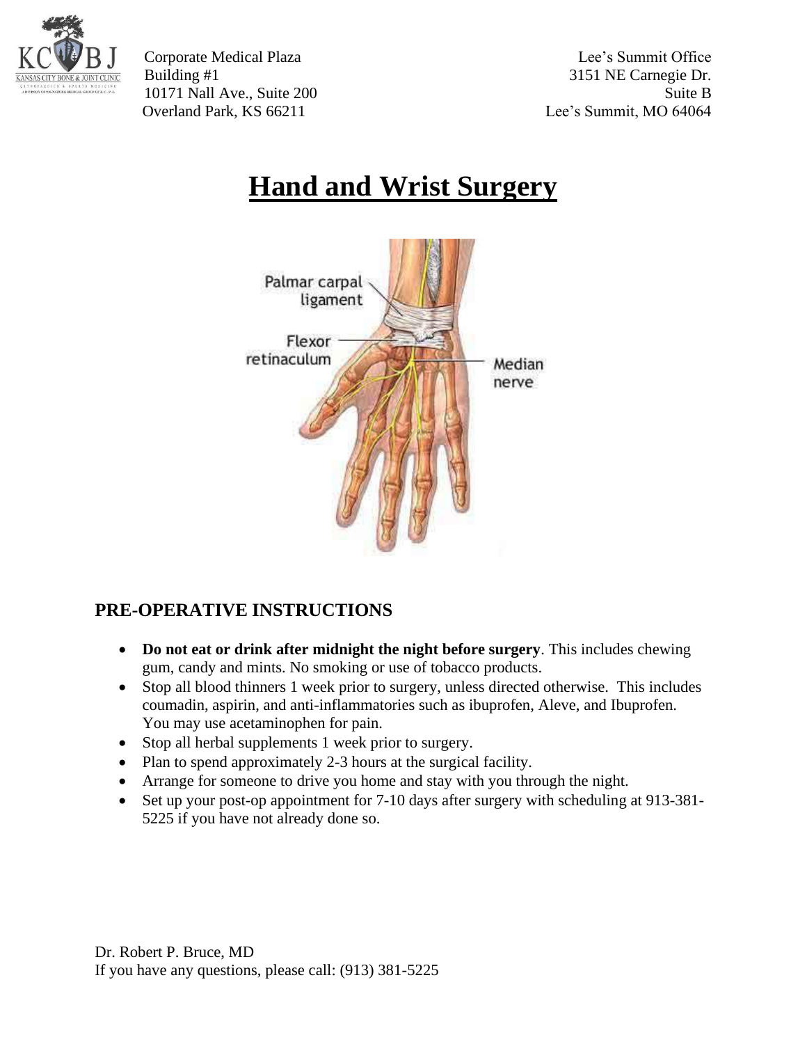Corporate Medical Plaza
Building #1
10171 Nall Ave., Suite 200
Overland Park, KS 66211

Lee's Summit Office
3151 NE Carnegie Dr.
Suite B
Lee's Summit, MO 64064

# Hand and Wrist Surgery

## PRE-OPERATIVE INSTRUCTIONS

- **Do not eat or drink after midnight the night before surgery**. This includes chewing gum, candy and mints. No smoking or use of tobacco products.
- Stop all blood thinners 1 week prior to surgery, unless directed otherwise. This includes coumadin, aspirin, and anti-inflammatories such as ibuprofen, Aleve, and Ibuprofen. You may use acetaminophen for pain.
- Stop all herbal supplements 1 week prior to surgery.
- Plan to spend approximately 2-3 hours at the surgical facility.
- Arrange for someone to drive you home and stay with you through the night.
- Set up your post-op appointment for 7-10 days after surgery with scheduling at 913-381-5225 if you have not already done so.

Dr. Robert P. Bruce, MD
If you have any questions, please call: (913) 381-5225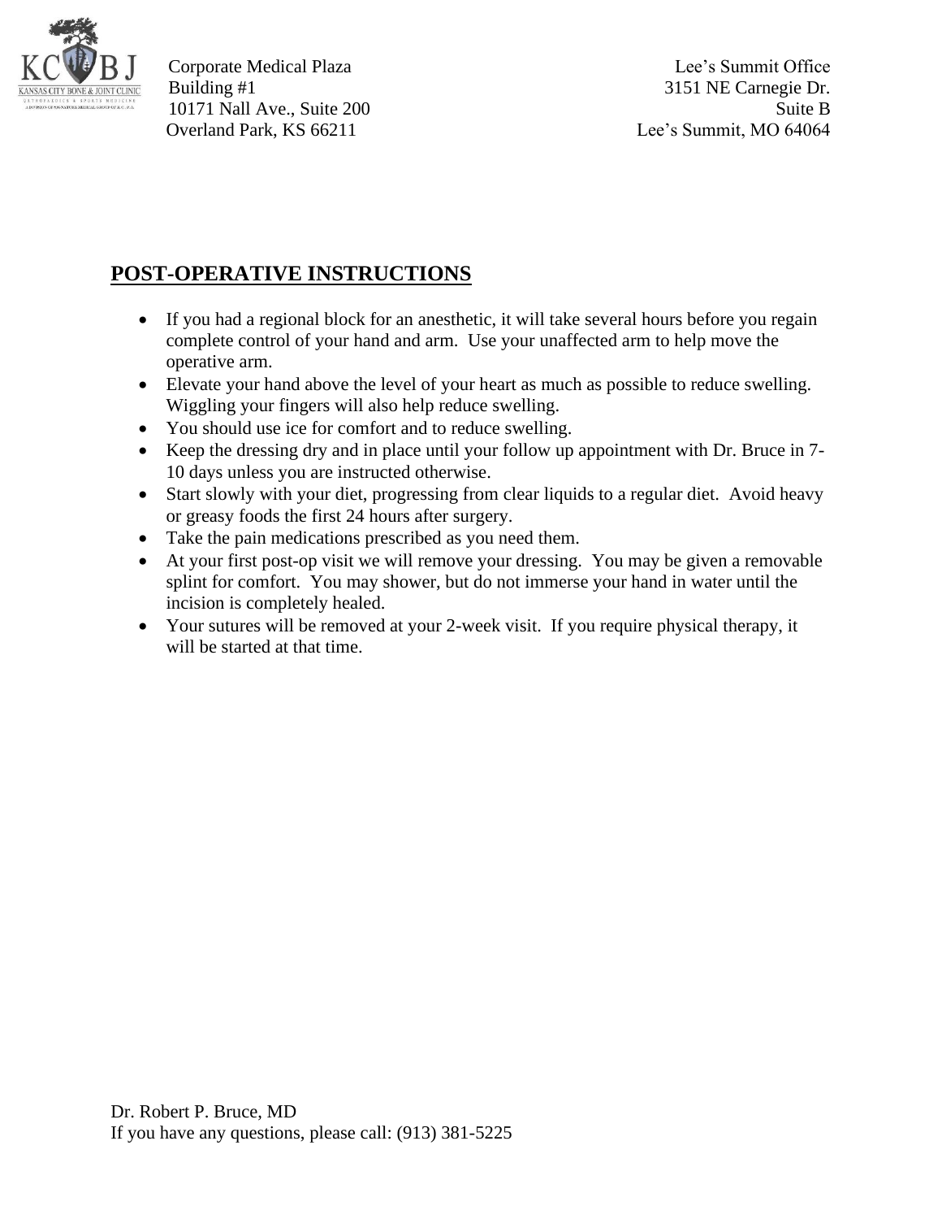Corporate Medical Plaza
Building #1
10171 Nall Ave., Suite 200
Overland Park, KS 66211

Lee's Summit Office
3151 NE Carnegie Dr.
Suite B
Lee's Summit, MO 64064

## POST-OPERATIVE INSTRUCTIONS

- If you had a regional block for an anesthetic, it will take several hours before you regain complete control of your hand and arm. Use your unaffected arm to help move the operative arm.
- Elevate your hand above the level of your heart as much as possible to reduce swelling. Wiggling your fingers will also help reduce swelling.
- You should use ice for comfort and to reduce swelling.
- Keep the dressing dry and in place until your follow up appointment with Dr. Bruce in 7-10 days unless you are instructed otherwise.
- Start slowly with your diet, progressing from clear liquids to a regular diet. Avoid heavy or greasy foods the first 24 hours after surgery.
- Take the pain medications prescribed as you need them.
- At your first post-op visit we will remove your dressing. You may be given a removable splint for comfort. You may shower, but do not immerse your hand in water until the incision is completely healed.
- Your sutures will be removed at your 2-week visit. If you require physical therapy, it will be started at that time.

Dr. Robert P. Bruce, MD
If you have any questions, please call: (913) 381-5225